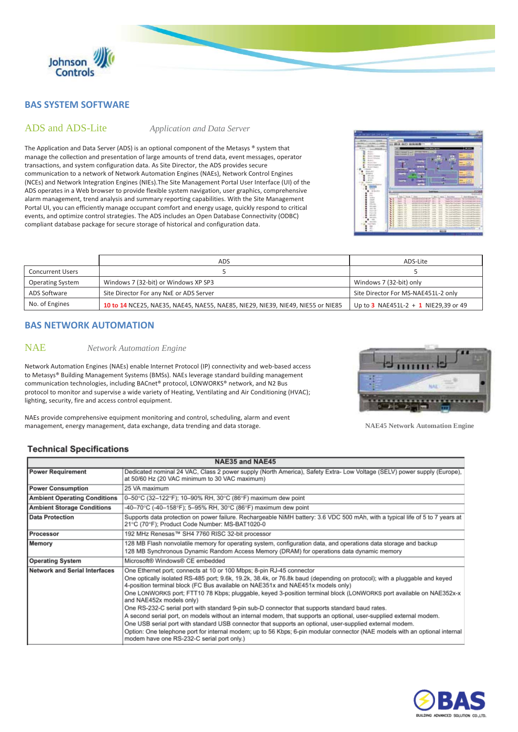## BAS SYSTEM SOFTWARE

### ADS and ADS-Lite *Application and Data Server*

The Application and Data Server (ADS) is an optional component of the Metasys ® system that manage the collection and presentation of large amounts of trend data, event messages, operator transactions, and system configuration data. As Site Director, the ADS provides secure communication to a network of Network Automation Engines (NAEs), Network Control Engines (NCEs) and Network Integration Engines (NIEs).The Site Management Portal User Interface (UI) of the ADS operates in a Web browser to provide flexible system navigation, user graphics, comprehensive alarm management, trend analysis and summary reporting capabilities. With the Site Management Portal UI, you can efficiently manage occupant comfort and energy usage, quickly respond to critical events, and optimize control strategies. The ADS includes an Open Database Connectivity (ODBC) compliant database package for secure storage of historical and configuration data.

| | ADS | ADS-Lite |
|---|---|---|
| Concurrent Users | 5 | 5 |
| Operating System | Windows 7 (32-bit) or Windows XP SP3 | Windows 7 (32-bit) only |
| ADS Software | Site Director For any NxE or ADS Server | Site Director For MS-NAE451L-2 only |
| No. of Engines | 10 to 14 NCE25, NAE35, NAE45, NAE55, NAE85, NIE29, NIE39, NIE49, NIE55 or NIE85 | Up to 3 NAE451L-2 + 1 NIE29,39 or 49 |

## BAS NETWORK AUTOMATION

### NAE *Network Automation Engine*

Network Automation Engines (NAEs) enable Internet Protocol (IP) connectivity and web-based access to Metasys® Building Management Systems (BMSs). NAEs leverage standard building management communication technologies, including BACnet® protocol, LONWORKS® network, and N2 Bus protocol to monitor and supervise a wide variety of Heating, Ventilating and Air Conditioning (HVAC); lighting, security, fire and access control equipment.

NAEs provide comprehensive equipment monitoring and control, scheduling, alarm and event management, energy management, data exchange, data trending and data storage.

NAE45 Network Automation Engine

### Technical Specifications

| NAE35 and NAE45 | |
|---|---|
| **Power Requirement** | Dedicated nominal 24 VAC, Class 2 power supply (North America), Safety Extra- Low Voltage (SELV) power supply (Europe), at 50/60 Hz (20 VAC minimum to 30 VAC maximum) |
| **Power Consumption** | 25 VA maximum |
| **Ambient Operating Conditions** | 0–50°C (32–122°F); 10–90% RH, 30°C (86°F) maximum dew point |
| **Ambient Storage Conditions** | -40–70°C (-40–158°F); 5–95% RH, 30°C (86°F) maximum dew point |
| **Data Protection** | Supports data protection on power failure. Rechargeable NiMH battery: 3.6 VDC 500 mAh, with a typical life of 5 to 7 years at 21°C (70°F); Product Code Number: MS-BAT1020-0 |
| **Processor** | 192 MHz Renesas™ SH4 7760 RISC 32-bit processor |
| **Memory** | 128 MB Flash nonvolatile memory for operating system, configuration data, and operations data storage and backup<br>128 MB Synchronous Dynamic Random Access Memory (DRAM) for operations data dynamic memory |
| **Operating System** | Microsoft® Windows® CE embedded |
| **Network and Serial Interfaces** | One Ethernet port; connects at 10 or 100 Mbps; 8-pin RJ-45 connector<br>One optically isolated RS-485 port; 9.6k, 19.2k, 38.4k, or 76.8k baud (depending on protocol); with a pluggable and keyed 4-position terminal block (FC Bus available on NAE351x and NAE451x models only)<br>One LONWORKS port; FTT10 78 Kbps; pluggable, keyed 3-position terminal block (LONWORKS port available on NAE352x-x and NAE452x models only)<br>One RS-232-C serial port with standard 9-pin sub-D connector that supports standard baud rates.<br>A second serial port, on models without an internal modem, that supports an optional, user-supplied external modem.<br>One USB serial port with standard USB connector that supports an optional, user-supplied external modem.<br>Option: One telephone port for internal modem; up to 56 Kbps; 6-pin modular connector (NAE models with an optional internal modem have one RS-232-C serial port only.) |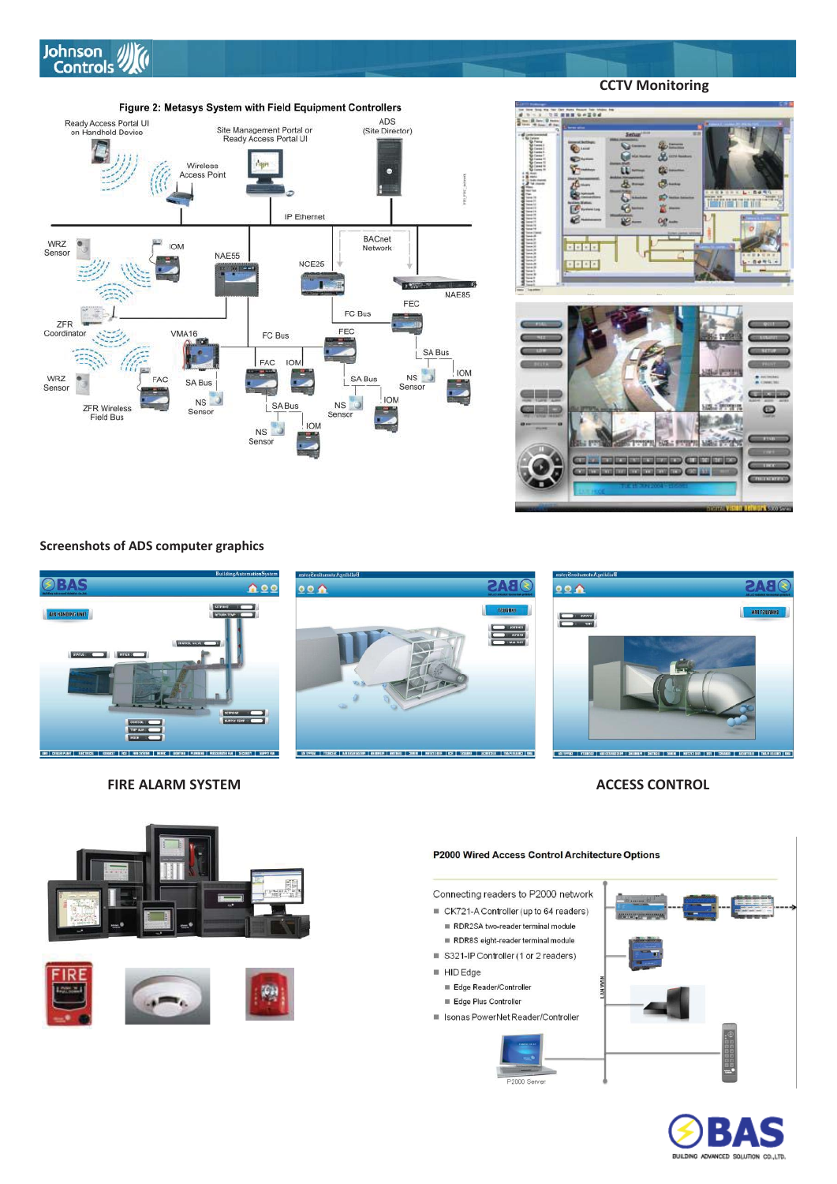## CCTV Monitoring

**Figure 2: Metasys System with Field Equipment Controllers**

Ready Access Portal UI on Handheld Device

Site Management Portal or Ready Access Portal UI

ADS (Site Director)

Wireless Access Point

IP Ethernet

WRZ Sensor

IOM

NAE55

BACnet Network

NCE25

NAE85

FEC

FC Bus

ZFR Coordinator

VMA16

FC Bus

FEC

SA Bus

FAC

IOM

NS Sensor

IOM

WRZ Sensor

FAC

SA Bus

SA Bus

IOM

ZFR Wireless Field Bus

NS Sensor

SA Bus

NS Sensor

NS Sensor

IOM

## Screenshots of ADS computer graphics

## FIRE ALARM SYSTEM

## ACCESS CONTROL

**P2000 Wired Access Control Architecture Options**

Connecting readers to P2000 network

- CK721-A Controller (up to 64 readers)
  - RDR2SA two-reader terminal module
  - RDR8S eight-reader terminal module
- S321-IP Controller (1 or 2 readers)
- HID Edge
  - Edge Reader/Controller
  - Edge Plus Controller
- Isonas PowerNet Reader/Controller

LAN/WAN

P2000 Server

BAS BUILDING ADVANCED SOLUTION CO.,LTD.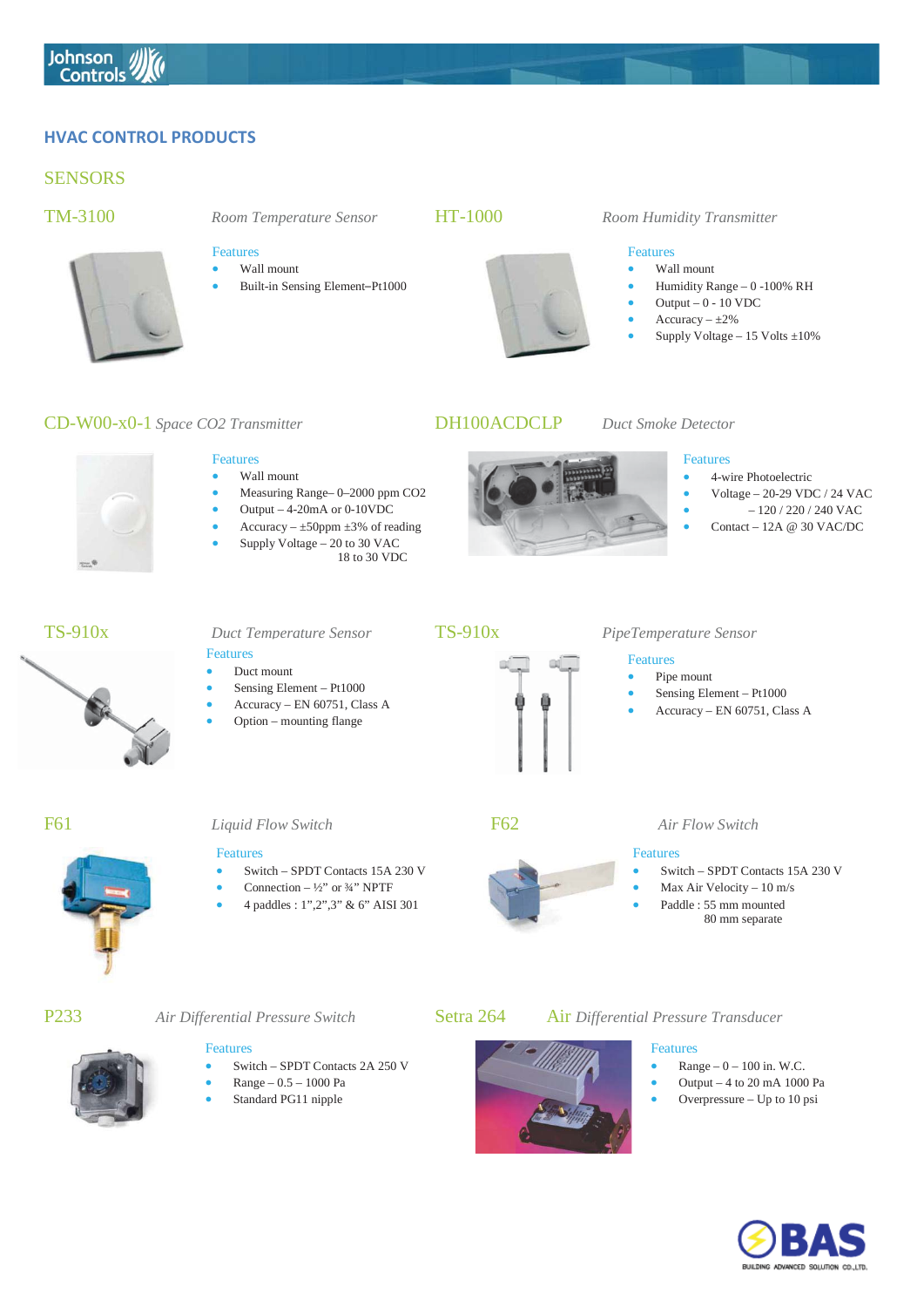# HVAC CONTROL PRODUCTS

## SENSORS

### TM-3100 — *Room Temperature Sensor*

Features

- Wall mount
- Built-in Sensing Element–Pt1000

### HT-1000 — *Room Humidity Transmitter*

Features

- Wall mount
- Humidity Range – 0 -100% RH
- Output – 0 - 10 VDC
- Accuracy – ±2%
- Supply Voltage – 15 Volts ±10%

### CD-W00-x0-1 *Space CO2 Transmitter*

Features

- Wall mount
- Measuring Range– 0–2000 ppm CO2
- Output – 4-20mA or 0-10VDC
- Accuracy – ±50ppm ±3% of reading
- Supply Voltage – 20 to 30 VAC
  18 to 30 VDC

### DH100ACDCLP — *Duct Smoke Detector*

Features

- 4-wire Photoelectric
- Voltage – 20-29 VDC / 24 VAC
- – 120 / 220 / 240 VAC
- Contact – 12A @ 30 VAC/DC

### TS-910x — *Duct Temperature Sensor*

Features

- Duct mount
- Sensing Element – Pt1000
- Accuracy – EN 60751, Class A
- Option – mounting flange

### TS-910x — *PipeTemperature Sensor*

Features

- Pipe mount
- Sensing Element – Pt1000
- Accuracy – EN 60751, Class A

### F61 — *Liquid Flow Switch*

Features

- Switch – SPDT Contacts 15A 230 V
- Connection – ½" or ¾" NPTF
- 4 paddles : 1",2",3" & 6" AISI 301

### F62 — *Air Flow Switch*

Features

- Switch – SPDT Contacts 15A 230 V
- Max Air Velocity – 10 m/s
- Paddle : 55 mm mounted
  80 mm separate

### P233 — *Air Differential Pressure Switch*

Features

- Switch – SPDT Contacts 2A 250 V
- Range – 0.5 – 1000 Pa
- Standard PG11 nipple

### Setra 264 — Air *Differential Pressure Transducer*

Features

- Range – 0 – 100 in. W.C.
- Output – 4 to 20 mA 1000 Pa
- Overpressure – Up to 10 psi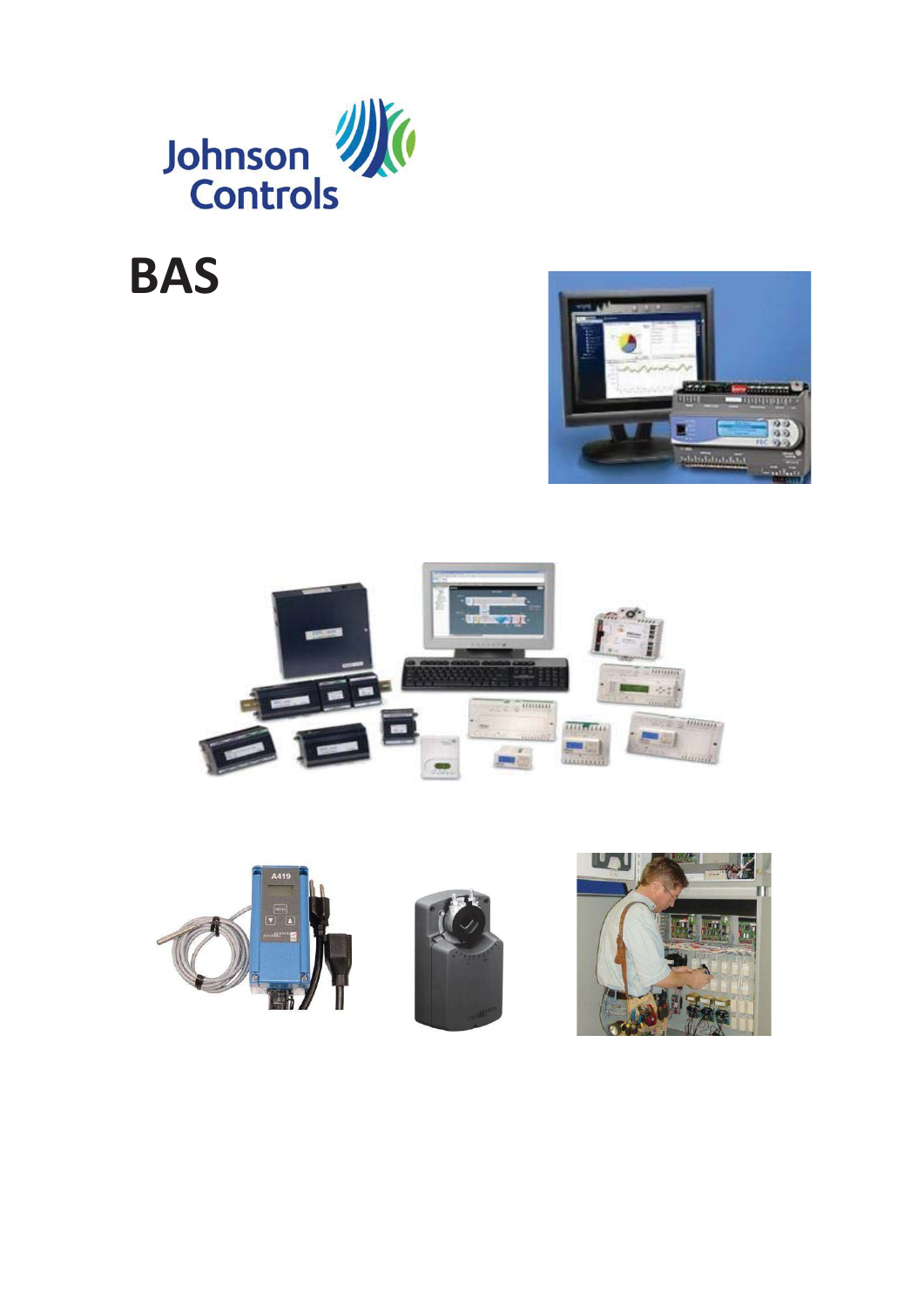Johnson Controls

# BAS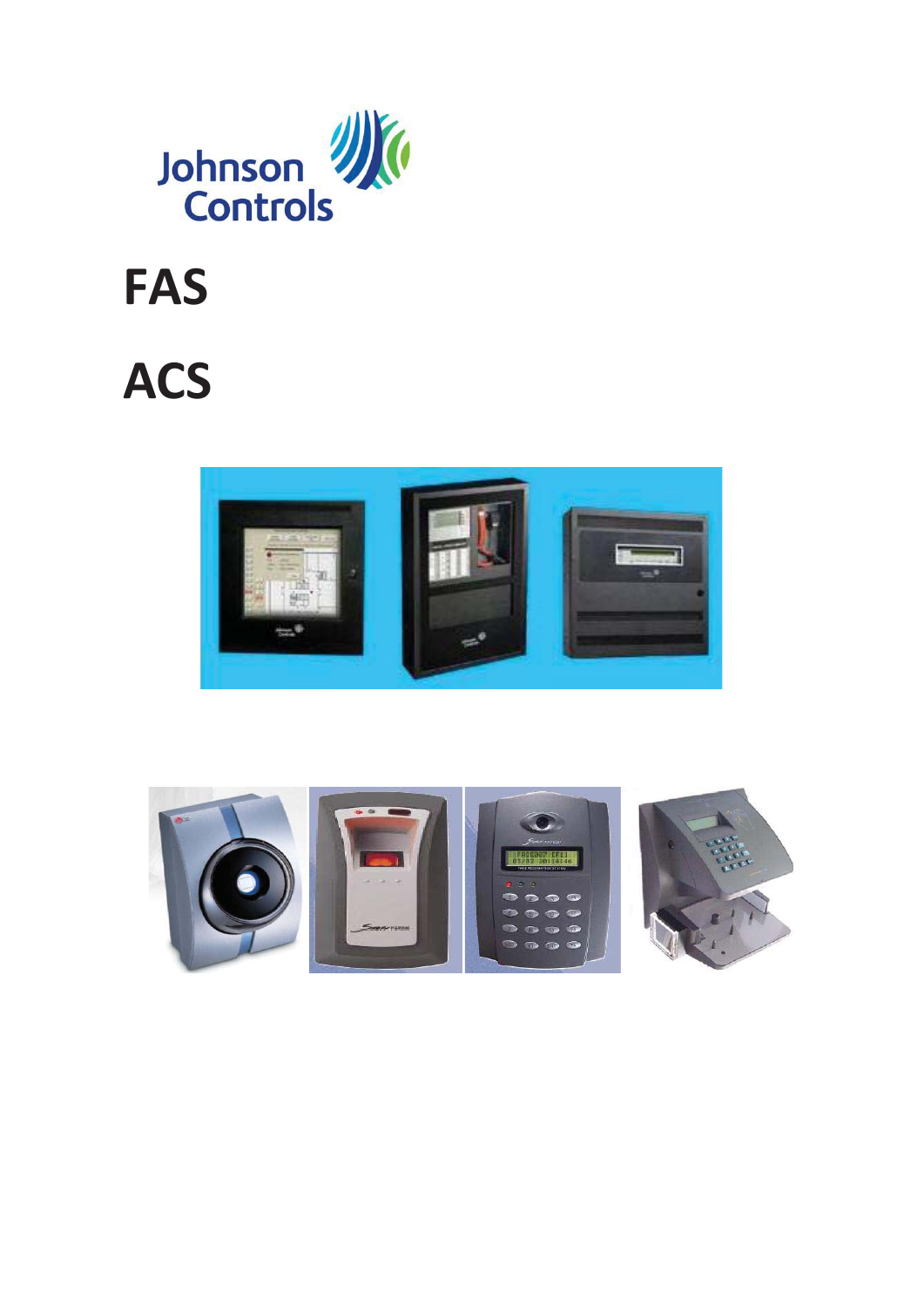Johnson Controls

# FAS

# ACS